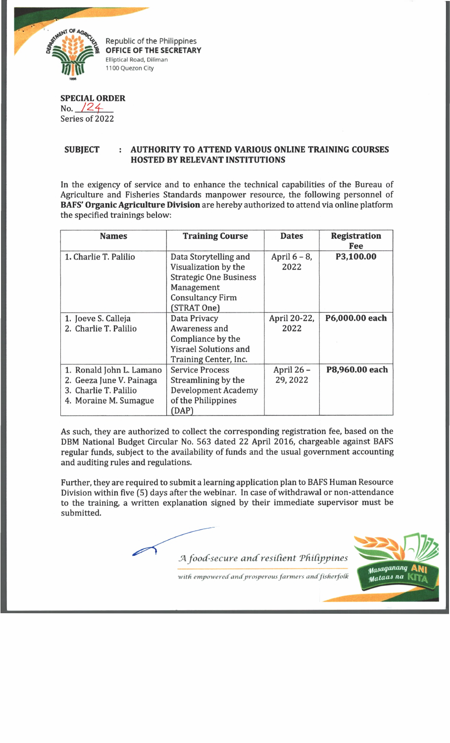Republic of the Philippines
**OFFICE OF THE SECRETARY**
Elliptical Road, Diliman
1100 Quezon City

**SPECIAL ORDER**
No. 124
Series of 2022

**SUBJECT : AUTHORITY TO ATTEND VARIOUS ONLINE TRAINING COURSES HOSTED BY RELEVANT INSTITUTIONS**

In the exigency of service and to enhance the technical capabilities of the Bureau of Agriculture and Fisheries Standards manpower resource, the following personnel of **BAFS' Organic Agriculture Division** are hereby authorized to attend via online platform the specified trainings below:

| Names | Training Course | Dates | Registration Fee |
|---|---|---|---|
| 1. Charlie T. Palilio | Data Storytelling and Visualization by the Strategic One Business Management Consultancy Firm (STRAT One) | April 6 – 8, 2022 | **P3,100.00** |
| 1. Joeve S. Calleja<br>2. Charlie T. Palilio | Data Privacy Awareness and Compliance by the Yisrael Solutions and Training Center, Inc. | April 20-22, 2022 | **P6,000.00 each** |
| 1. Ronald John L. Lamano<br>2. Geeza June V. Painaga<br>3. Charlie T. Palilio<br>4. Moraine M. Sumague | Service Process Streamlining by the Development Academy of the Philippines (DAP) | April 26 – 29, 2022 | **P8,960.00 each** |

As such, they are authorized to collect the corresponding registration fee, based on the DBM National Budget Circular No. 563 dated 22 April 2016, chargeable against BAFS regular funds, subject to the availability of funds and the usual government accounting and auditing rules and regulations.

Further, they are required to submit a learning application plan to BAFS Human Resource Division within five (5) days after the webinar. In case of withdrawal or non-attendance to the training, a written explanation signed by their immediate supervisor must be submitted.

*A food-secure and resilient Philippines*

*with empowered and prosperous farmers and fisherfolk*

Masaganang ANI Mataas na KITA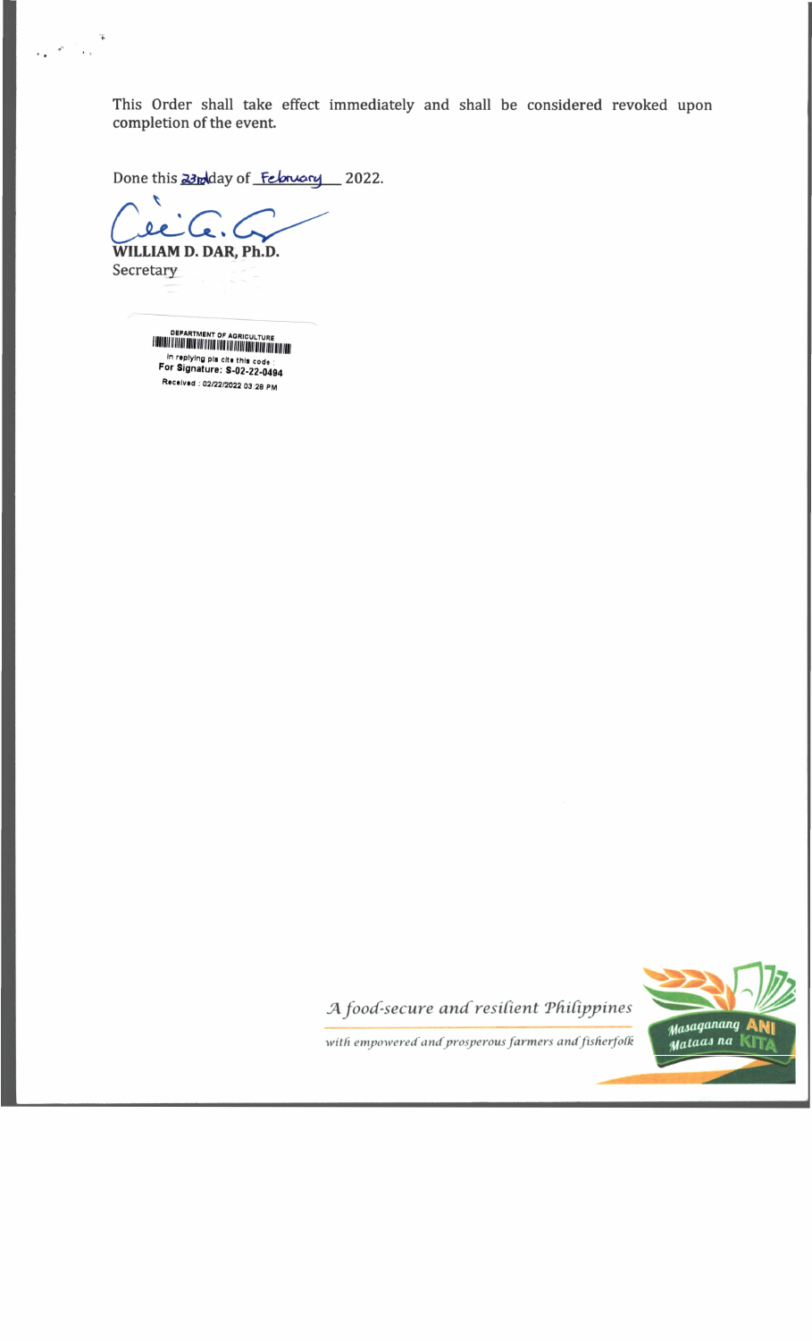This Order shall take effect immediately and shall be considered revoked upon completion of the event.

Done this 23rd day of February 2022.

**WILLIAM D. DAR, Ph.D.**
Secretary

DEPARTMENT OF AGRICULTURE
In replying pls cite this code :
For Signature: S-02-22-0494
Received : 02/22/2022 03:28 PM

*A food-secure and resilient Philippines*

*with empowered and prosperous farmers and fisherfolk*

Masaganang ANI Mataas na KITA